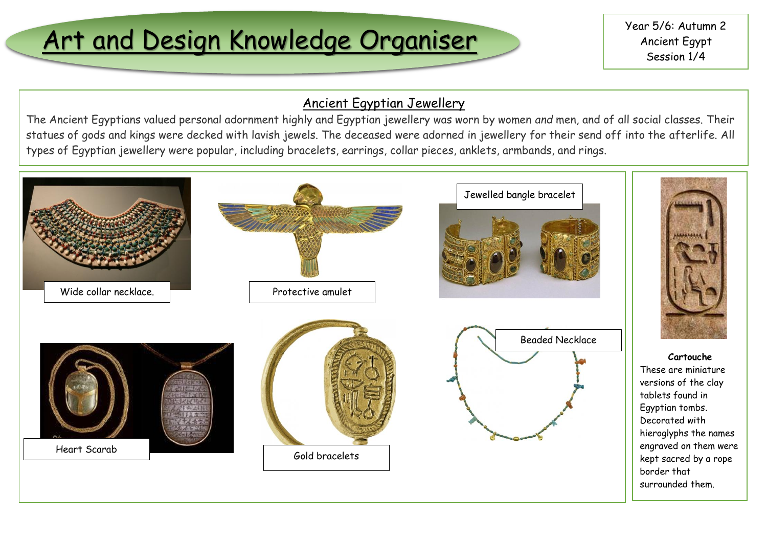# Art and Design Knowledge Organiser

Year 5/6: Autumn 2
Ancient Egypt
Session 1/4

## Ancient Egyptian Jewellery

The Ancient Egyptians valued personal adornment highly and Egyptian jewellery was worn by women *and* men, and of all social classes. Their statues of gods and kings were decked with lavish jewels. The deceased were adorned in jewellery for their send off into the afterlife. All types of Egyptian jewellery were popular, including bracelets, earrings, collar pieces, anklets, armbands, and rings.

Wide collar necklace.

Protective amulet

Jewelled bangle bracelet

Heart Scarab

Gold bracelets

Beaded Necklace

**Cartouche**

These are miniature versions of the clay tablets found in Egyptian tombs. Decorated with hieroglyphs the names engraved on them were kept sacred by a rope border that surrounded them.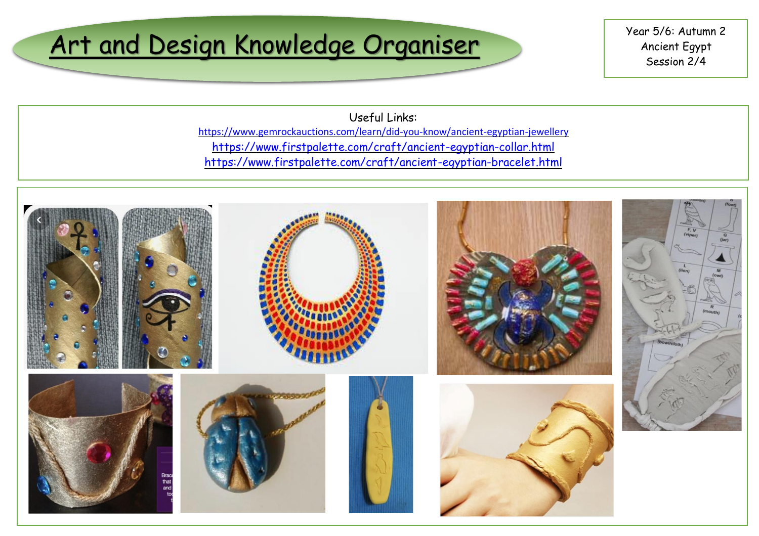# Art and Design Knowledge Organiser

Year 5/6: Autumn 2
Ancient Egypt
Session 2/4

Useful Links:

https://www.gemrockauctions.com/learn/did-you-know/ancient-egyptian-jewellery

https://www.firstpalette.com/craft/ancient-egyptian-collar.html

https://www.firstpalette.com/craft/ancient-egyptian-bracelet.html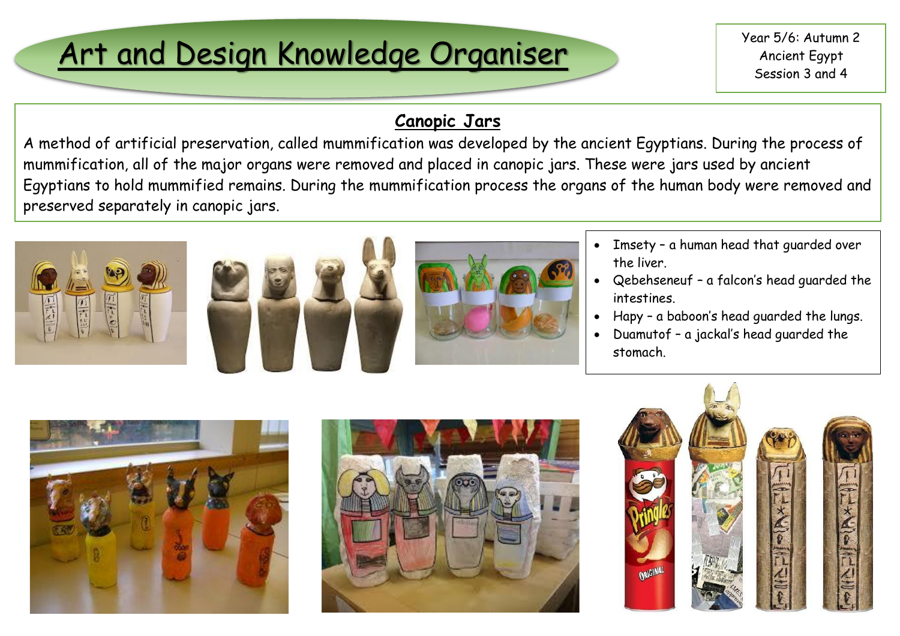# Art and Design Knowledge Organiser

Year 5/6: Autumn 2
Ancient Egypt
Session 3 and 4

## Canopic Jars

A method of artificial preservation, called mummification was developed by the ancient Egyptians. During the process of mummification, all of the major organs were removed and placed in canopic jars. These were jars used by ancient Egyptians to hold mummified remains. During the mummification process the organs of the human body were removed and preserved separately in canopic jars.

- Imsety – a human head that guarded over the liver.
- Qebehseneuf – a falcon's head guarded the intestines.
- Hapy – a baboon's head guarded the lungs.
- Duamutof – a jackal's head guarded the stomach.